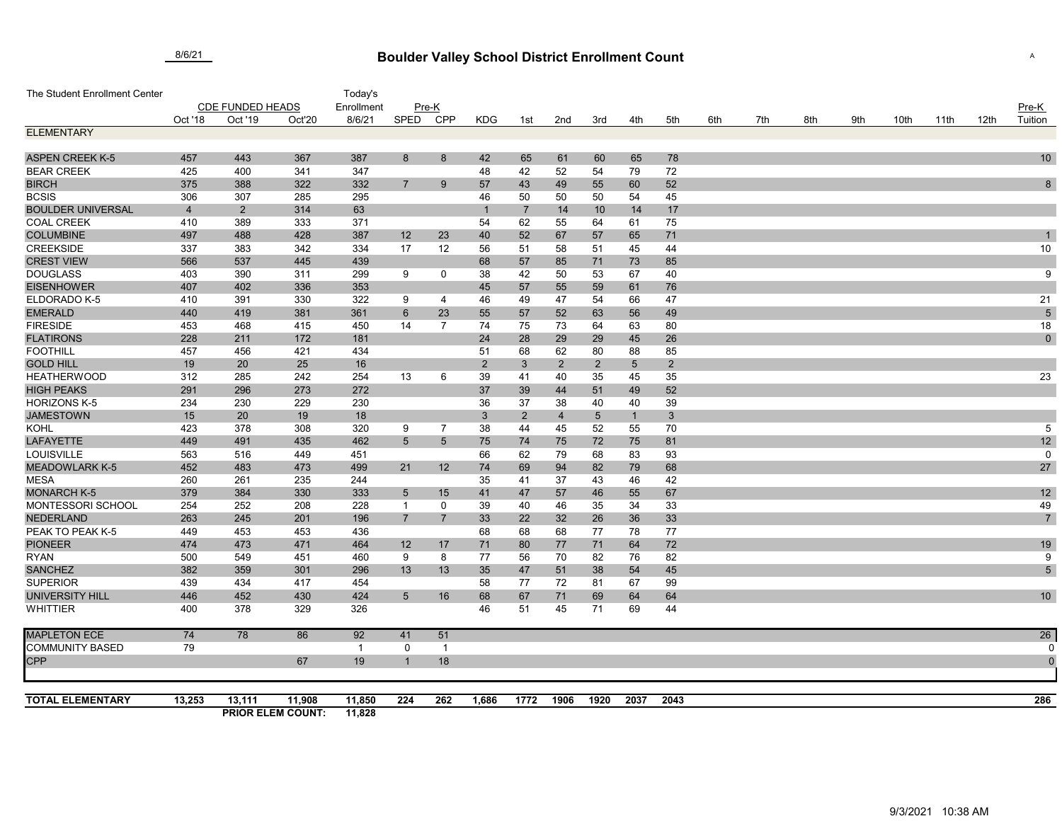8/6/21

# Boulder Valley School District Enrollment Count

A

The Student Enrollment Center

| | CDE FUNDED HEADS | | | Today's Enrollment | Pre-K | | | | | | | | | | | | | | | | Pre-K |
|---|---|---|---|---|---|---|---|---|---|---|---|---|---|---|---|---|---|---|---|---|---|
| | Oct '18 | Oct '19 | Oct'20 | 8/6/21 | SPED | CPP | KDG | 1st | 2nd | 3rd | 4th | 5th | 6th | 7th | 8th | 9th | 10th | 11th | 12th | Tuition |
| **ELEMENTARY** | | | | | | | | | | | | | | | | | | | | |
| ASPEN CREEK K-5 | 457 | 443 | 367 | 387 | 8 | 8 | 42 | 65 | 61 | 60 | 65 | 78 | | | | | | | | 10 |
| BEAR CREEK | 425 | 400 | 341 | 347 | | | 48 | 42 | 52 | 54 | 79 | 72 | | | | | | | | |
| BIRCH | 375 | 388 | 322 | 332 | 7 | 9 | 57 | 43 | 49 | 55 | 60 | 52 | | | | | | | | 8 |
| BCSIS | 306 | 307 | 285 | 295 | | | 46 | 50 | 50 | 50 | 54 | 45 | | | | | | | | |
| BOULDER UNIVERSAL | 4 | 2 | 314 | 63 | | | 1 | 7 | 14 | 10 | 14 | 17 | | | | | | | | |
| COAL CREEK | 410 | 389 | 333 | 371 | | | 54 | 62 | 55 | 64 | 61 | 75 | | | | | | | | |
| COLUMBINE | 497 | 488 | 428 | 387 | 12 | 23 | 40 | 52 | 67 | 57 | 65 | 71 | | | | | | | | 1 |
| CREEKSIDE | 337 | 383 | 342 | 334 | 17 | 12 | 56 | 51 | 58 | 51 | 45 | 44 | | | | | | | | 10 |
| CREST VIEW | 566 | 537 | 445 | 439 | | | 68 | 57 | 85 | 71 | 73 | 85 | | | | | | | | |
| DOUGLASS | 403 | 390 | 311 | 299 | 9 | 0 | 38 | 42 | 50 | 53 | 67 | 40 | | | | | | | | 9 |
| EISENHOWER | 407 | 402 | 336 | 353 | | | 45 | 57 | 55 | 59 | 61 | 76 | | | | | | | | |
| ELDORADO K-5 | 410 | 391 | 330 | 322 | 9 | 4 | 46 | 49 | 47 | 54 | 66 | 47 | | | | | | | | 21 |
| EMERALD | 440 | 419 | 381 | 361 | 6 | 23 | 55 | 57 | 52 | 63 | 56 | 49 | | | | | | | | 5 |
| FIRESIDE | 453 | 468 | 415 | 450 | 14 | 7 | 74 | 75 | 73 | 64 | 63 | 80 | | | | | | | | 18 |
| FLATIRONS | 228 | 211 | 172 | 181 | | | 24 | 28 | 29 | 29 | 45 | 26 | | | | | | | | 0 |
| FOOTHILL | 457 | 456 | 421 | 434 | | | 51 | 68 | 62 | 80 | 88 | 85 | | | | | | | | |
| GOLD HILL | 19 | 20 | 25 | 16 | | | 2 | 3 | 2 | 2 | 5 | 2 | | | | | | | | |
| HEATHERWOOD | 312 | 285 | 242 | 254 | 13 | 6 | 39 | 41 | 40 | 35 | 45 | 35 | | | | | | | | 23 |
| HIGH PEAKS | 291 | 296 | 273 | 272 | | | 37 | 39 | 44 | 51 | 49 | 52 | | | | | | | | |
| HORIZONS K-5 | 234 | 230 | 229 | 230 | | | 36 | 37 | 38 | 40 | 40 | 39 | | | | | | | | |
| JAMESTOWN | 15 | 20 | 19 | 18 | | | 3 | 2 | 4 | 5 | 1 | 3 | | | | | | | | |
| KOHL | 423 | 378 | 308 | 320 | 9 | 7 | 38 | 44 | 45 | 52 | 55 | 70 | | | | | | | | 5 |
| LAFAYETTE | 449 | 491 | 435 | 462 | 5 | 5 | 75 | 74 | 75 | 72 | 75 | 81 | | | | | | | | 12 |
| LOUISVILLE | 563 | 516 | 449 | 451 | | | 66 | 62 | 79 | 68 | 83 | 93 | | | | | | | | 0 |
| MEADOWLARK K-5 | 452 | 483 | 473 | 499 | 21 | 12 | 74 | 69 | 94 | 82 | 79 | 68 | | | | | | | | 27 |
| MESA | 260 | 261 | 235 | 244 | | | 35 | 41 | 37 | 43 | 46 | 42 | | | | | | | | |
| MONARCH K-5 | 379 | 384 | 330 | 333 | 5 | 15 | 41 | 47 | 57 | 46 | 55 | 67 | | | | | | | | 12 |
| MONTESSORI SCHOOL | 254 | 252 | 208 | 228 | 1 | 0 | 39 | 40 | 46 | 35 | 34 | 33 | | | | | | | | 49 |
| NEDERLAND | 263 | 245 | 201 | 196 | 7 | 7 | 33 | 22 | 32 | 26 | 36 | 33 | | | | | | | | 7 |
| PEAK TO PEAK K-5 | 449 | 453 | 453 | 436 | | | 68 | 68 | 68 | 77 | 78 | 77 | | | | | | | | |
| PIONEER | 474 | 473 | 471 | 464 | 12 | 17 | 71 | 80 | 77 | 71 | 64 | 72 | | | | | | | | 19 |
| RYAN | 500 | 549 | 451 | 460 | 9 | 8 | 77 | 56 | 70 | 82 | 76 | 82 | | | | | | | | 9 |
| SANCHEZ | 382 | 359 | 301 | 296 | 13 | 13 | 35 | 47 | 51 | 38 | 54 | 45 | | | | | | | | 5 |
| SUPERIOR | 439 | 434 | 417 | 454 | | | 58 | 77 | 72 | 81 | 67 | 99 | | | | | | | | |
| UNIVERSITY HILL | 446 | 452 | 430 | 424 | 5 | 16 | 68 | 67 | 71 | 69 | 64 | 64 | | | | | | | | 10 |
| WHITTIER | 400 | 378 | 329 | 326 | | | 46 | 51 | 45 | 71 | 69 | 44 | | | | | | | | |
| MAPLETON ECE | 74 | 78 | 86 | 92 | 41 | 51 | | | | | | | | | | | | | | 26 |
| COMMUNITY BASED | 79 | | | 1 | 0 | 1 | | | | | | | | | | | | | | 0 |
| CPP | | | 67 | 19 | 1 | 18 | | | | | | | | | | | | | | 0 |
| **TOTAL ELEMENTARY** | **13,253** | **13,111** | **11,908** | **11,850** | **224** | **262** | **1,686** | **1772** | **1906** | **1920** | **2037** | **2043** | | | | | | | | **286** |
| | | **PRIOR ELEM COUNT:** | | **11,828** | | | | | | | | | | | | | | | | |

9/3/2021 10:38 AM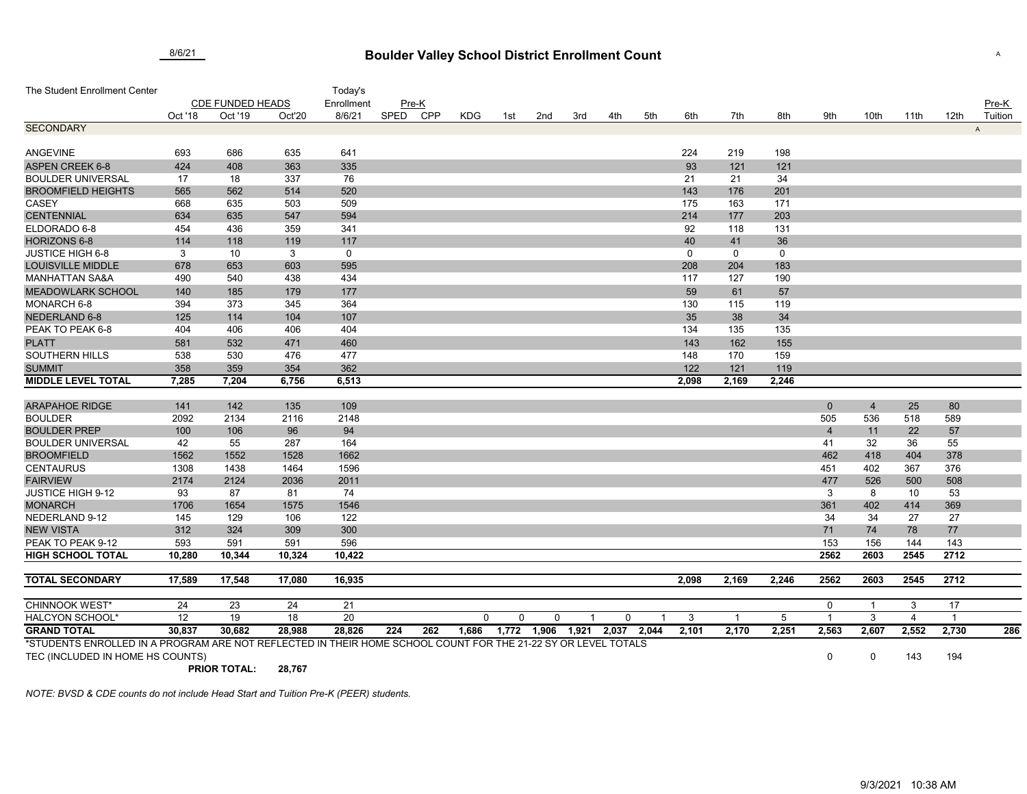8/6/21

# Boulder Valley School District Enrollment Count

| The Student Enrollment Center | CDE FUNDED HEADS | | | Today's Enrollment | Pre-K | | | | | | | | | | | | | | | Pre-K |
|---|---|---|---|---|---|---|---|---|---|---|---|---|---|---|---|---|---|---|---|---|
| | Oct '18 | Oct '19 | Oct'20 | 8/6/21 | SPED | CPP | KDG | 1st | 2nd | 3rd | 4th | 5th | 6th | 7th | 8th | 9th | 10th | 11th | 12th | Tuition |
| **SECONDARY** | | | | | | | | | | | | | | | | | | | | |
| ANGEVINE | 693 | 686 | 635 | 641 | | | | | | | | | 224 | 219 | 198 | | | | | |
| ASPEN CREEK 6-8 | 424 | 408 | 363 | 335 | | | | | | | | | 93 | 121 | 121 | | | | | |
| BOULDER UNIVERSAL | 17 | 18 | 337 | 76 | | | | | | | | | 21 | 21 | 34 | | | | | |
| BROOMFIELD HEIGHTS | 565 | 562 | 514 | 520 | | | | | | | | | 143 | 176 | 201 | | | | | |
| CASEY | 668 | 635 | 503 | 509 | | | | | | | | | 175 | 163 | 171 | | | | | |
| CENTENNIAL | 634 | 635 | 547 | 594 | | | | | | | | | 214 | 177 | 203 | | | | | |
| ELDORADO 6-8 | 454 | 436 | 359 | 341 | | | | | | | | | 92 | 118 | 131 | | | | | |
| HORIZONS 6-8 | 114 | 118 | 119 | 117 | | | | | | | | | 40 | 41 | 36 | | | | | |
| JUSTICE HIGH 6-8 | 3 | 10 | 3 | 0 | | | | | | | | | 0 | 0 | 0 | | | | | |
| LOUISVILLE MIDDLE | 678 | 653 | 603 | 595 | | | | | | | | | 208 | 204 | 183 | | | | | |
| MANHATTAN SA&A | 490 | 540 | 438 | 434 | | | | | | | | | 117 | 127 | 190 | | | | | |
| MEADOWLARK SCHOOL | 140 | 185 | 179 | 177 | | | | | | | | | 59 | 61 | 57 | | | | | |
| MONARCH 6-8 | 394 | 373 | 345 | 364 | | | | | | | | | 130 | 115 | 119 | | | | | |
| NEDERLAND 6-8 | 125 | 114 | 104 | 107 | | | | | | | | | 35 | 38 | 34 | | | | | |
| PEAK TO PEAK 6-8 | 404 | 406 | 406 | 404 | | | | | | | | | 134 | 135 | 135 | | | | | |
| PLATT | 581 | 532 | 471 | 460 | | | | | | | | | 143 | 162 | 155 | | | | | |
| SOUTHERN HILLS | 538 | 530 | 476 | 477 | | | | | | | | | 148 | 170 | 159 | | | | | |
| SUMMIT | 358 | 359 | 354 | 362 | | | | | | | | | 122 | 121 | 119 | | | | | |
| **MIDDLE LEVEL TOTAL** | **7,285** | **7,204** | **6,756** | **6,513** | | | | | | | | | **2,098** | **2,169** | **2,246** | | | | | |
| ARAPAHOE RIDGE | 141 | 142 | 135 | 109 | | | | | | | | | | | | 0 | 4 | 25 | 80 | |
| BOULDER | 2092 | 2134 | 2116 | 2148 | | | | | | | | | | | | 505 | 536 | 518 | 589 | |
| BOULDER PREP | 100 | 106 | 96 | 94 | | | | | | | | | | | | 4 | 11 | 22 | 57 | |
| BOULDER UNIVERSAL | 42 | 55 | 287 | 164 | | | | | | | | | | | | 41 | 32 | 36 | 55 | |
| BROOMFIELD | 1562 | 1552 | 1528 | 1662 | | | | | | | | | | | | 462 | 418 | 404 | 378 | |
| CENTAURUS | 1308 | 1438 | 1464 | 1596 | | | | | | | | | | | | 451 | 402 | 367 | 376 | |
| FAIRVIEW | 2174 | 2124 | 2036 | 2011 | | | | | | | | | | | | 477 | 526 | 500 | 508 | |
| JUSTICE HIGH 9-12 | 93 | 87 | 81 | 74 | | | | | | | | | | | | 3 | 8 | 10 | 53 | |
| MONARCH | 1706 | 1654 | 1575 | 1546 | | | | | | | | | | | | 361 | 402 | 414 | 369 | |
| NEDERLAND 9-12 | 145 | 129 | 106 | 122 | | | | | | | | | | | | 34 | 34 | 27 | 27 | |
| NEW VISTA | 312 | 324 | 309 | 300 | | | | | | | | | | | | 71 | 74 | 78 | 77 | |
| PEAK TO PEAK 9-12 | 593 | 591 | 591 | 596 | | | | | | | | | | | | 153 | 156 | 144 | 143 | |
| **HIGH SCHOOL TOTAL** | **10,280** | **10,344** | **10,324** | **10,422** | | | | | | | | | | | | **2562** | **2603** | **2545** | **2712** | |
| **TOTAL SECONDARY** | **17,589** | **17,548** | **17,080** | **16,935** | | | | | | | | | **2,098** | **2,169** | **2,246** | **2562** | **2603** | **2545** | **2712** | |
| CHINNOOK WEST* | 24 | 23 | 24 | 21 | | | | | | | | | | | | 0 | 1 | 3 | 17 | |
| HALCYON SCHOOL* | 12 | 19 | 18 | 20 | | | 0 | 0 | 0 | 1 | 0 | 1 | 3 | 1 | 5 | 1 | 3 | 4 | 1 | |
| **GRAND TOTAL** | **30,837** | **30,682** | **28,988** | **28,826** | **224** | **262** | **1,686** | **1,772** | **1,906** | **1,921** | **2,037** | **2,044** | **2,101** | **2,170** | **2,251** | **2,563** | **2,607** | **2,552** | **2,730** | **286** |
| TEC (INCLUDED IN HOME HS COUNTS) | | | | | | | | | | | | | | | | 0 | 0 | 143 | 194 | |
| **PRIOR TOTAL:** | | | 28,767 | | | | | | | | | | | | | | | | | |

*STUDENTS ENROLLED IN A PROGRAM ARE NOT REFLECTED IN THEIR HOME SCHOOL COUNT FOR THE 21-22 SY OR LEVEL TOTALS

*NOTE: BVSD & CDE counts do not include Head Start and Tuition Pre-K (PEER) students.*